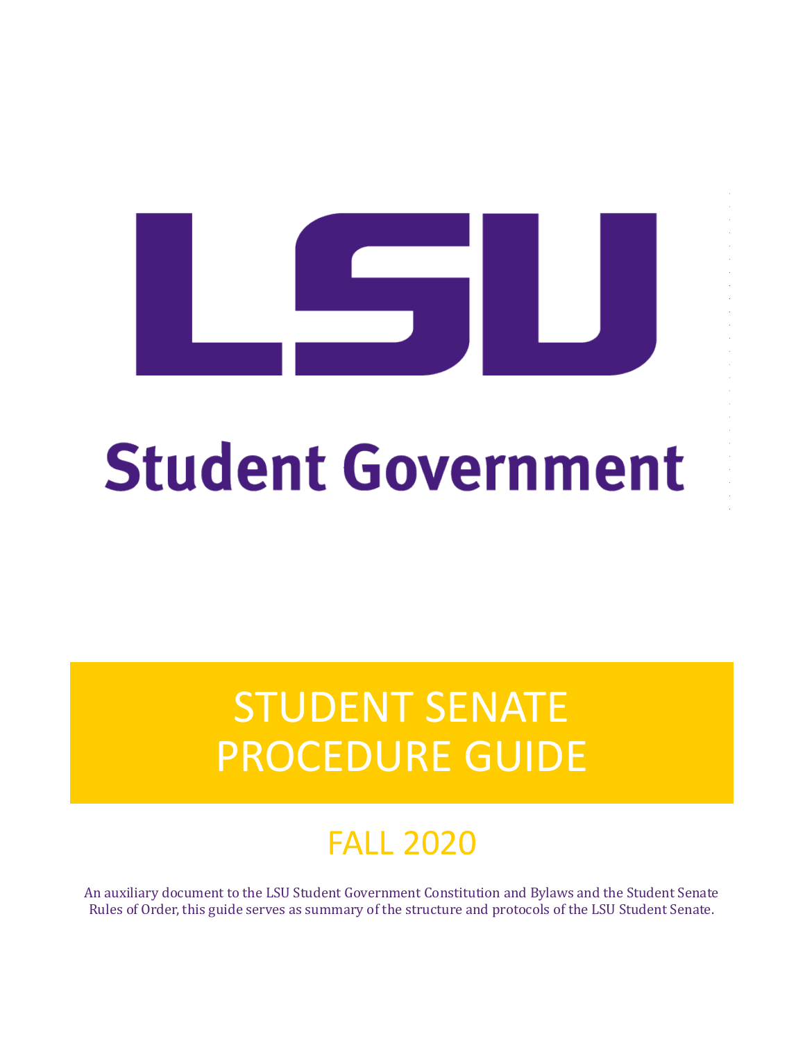# LSU

## Student Government

# STUDENT SENATE PROCEDURE GUIDE

## FALL 2020

An auxiliary document to the LSU Student Government Constitution and Bylaws and the Student Senate Rules of Order, this guide serves as summary of the structure and protocols of the LSU Student Senate.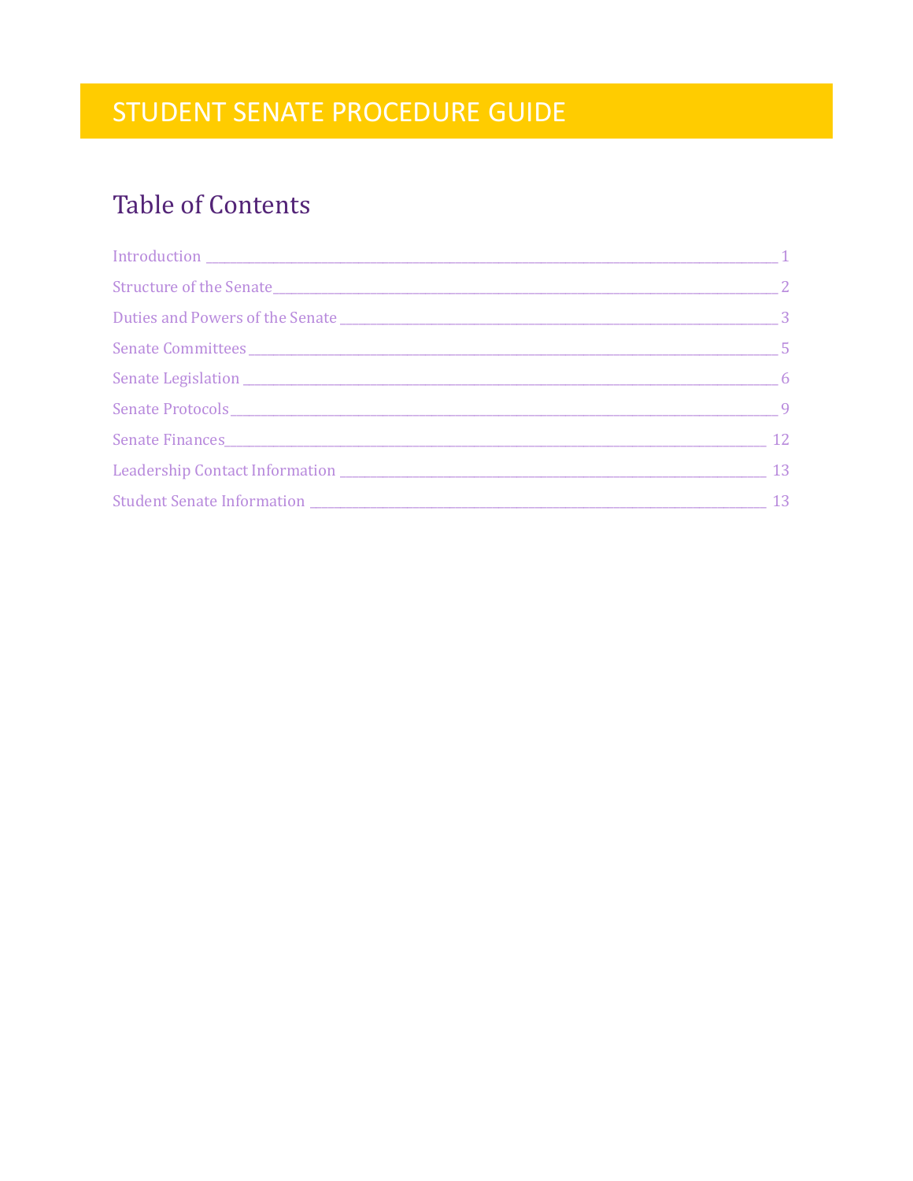# STUDENT SENATE PROCEDURE GUIDE

## Table of Contents

Introduction ________________________________________________ 1

Structure of the Senate ________________________________________ 2

Duties and Powers of the Senate ________________________________ 3

Senate Committees ____________________________________________ 5

Senate Legislation ____________________________________________ 6

Senate Protocols ______________________________________________ 9

Senate Finances ______________________________________________ 12

Leadership Contact Information _________________________________ 13

Student Senate Information _____________________________________ 13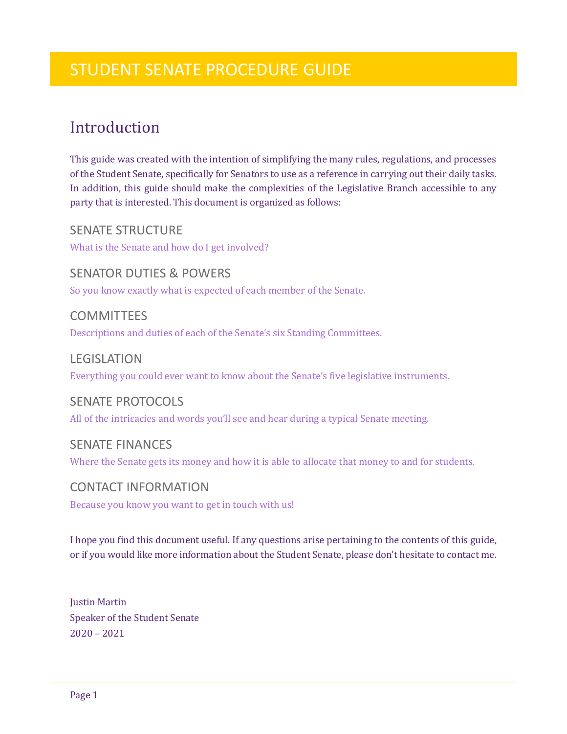# STUDENT SENATE PROCEDURE GUIDE

## Introduction

This guide was created with the intention of simplifying the many rules, regulations, and processes of the Student Senate, specifically for Senators to use as a reference in carrying out their daily tasks. In addition, this guide should make the complexities of the Legislative Branch accessible to any party that is interested. This document is organized as follows:

### SENATE STRUCTURE

What is the Senate and how do I get involved?

### SENATOR DUTIES & POWERS

So you know exactly what is expected of each member of the Senate.

### COMMITTEES

Descriptions and duties of each of the Senate's six Standing Committees.

### LEGISLATION

Everything you could ever want to know about the Senate's five legislative instruments.

### SENATE PROTOCOLS

All of the intricacies and words you'll see and hear during a typical Senate meeting.

### SENATE FINANCES

Where the Senate gets its money and how it is able to allocate that money to and for students.

### CONTACT INFORMATION

Because you know you want to get in touch with us!

I hope you find this document useful. If any questions arise pertaining to the contents of this guide, or if you would like more information about the Student Senate, please don't hesitate to contact me.

Justin Martin
Speaker of the Student Senate
2020 – 2021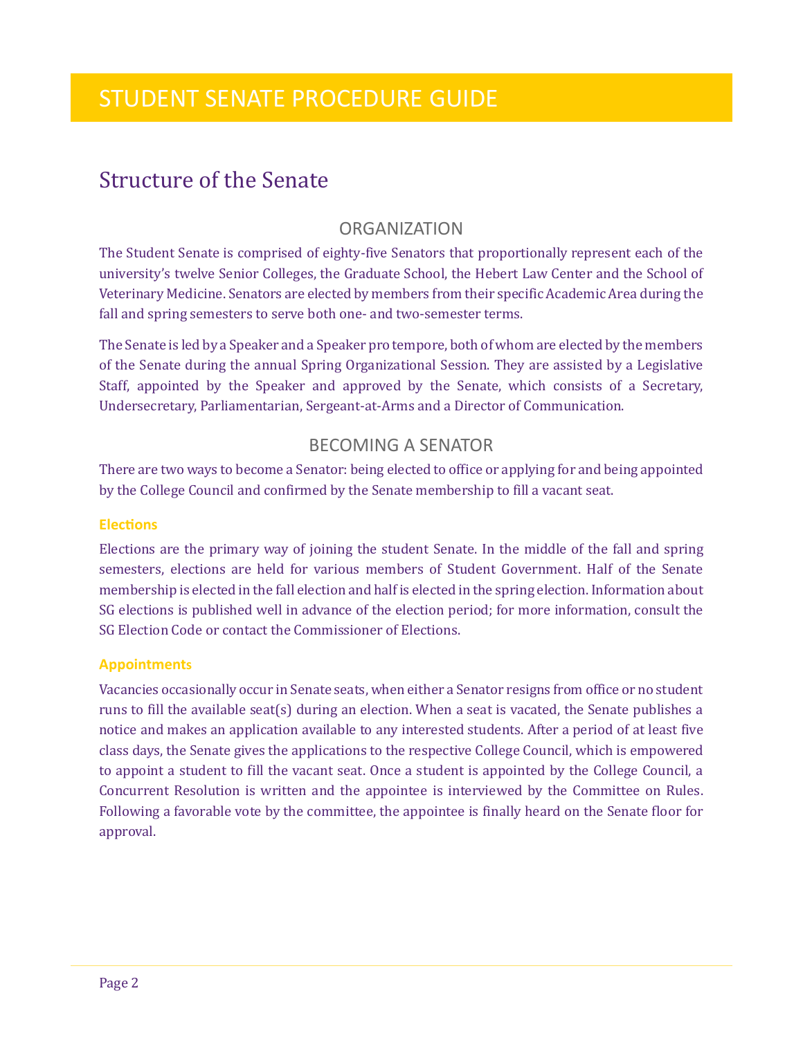# STUDENT SENATE PROCEDURE GUIDE

## Structure of the Senate

### ORGANIZATION

The Student Senate is comprised of eighty-five Senators that proportionally represent each of the university's twelve Senior Colleges, the Graduate School, the Hebert Law Center and the School of Veterinary Medicine. Senators are elected by members from their specific Academic Area during the fall and spring semesters to serve both one- and two-semester terms.

The Senate is led by a Speaker and a Speaker pro tempore, both of whom are elected by the members of the Senate during the annual Spring Organizational Session. They are assisted by a Legislative Staff, appointed by the Speaker and approved by the Senate, which consists of a Secretary, Undersecretary, Parliamentarian, Sergeant-at-Arms and a Director of Communication.

### BECOMING A SENATOR

There are two ways to become a Senator: being elected to office or applying for and being appointed by the College Council and confirmed by the Senate membership to fill a vacant seat.

#### Elections

Elections are the primary way of joining the student Senate. In the middle of the fall and spring semesters, elections are held for various members of Student Government. Half of the Senate membership is elected in the fall election and half is elected in the spring election. Information about SG elections is published well in advance of the election period; for more information, consult the SG Election Code or contact the Commissioner of Elections.

#### Appointments

Vacancies occasionally occur in Senate seats, when either a Senator resigns from office or no student runs to fill the available seat(s) during an election. When a seat is vacated, the Senate publishes a notice and makes an application available to any interested students. After a period of at least five class days, the Senate gives the applications to the respective College Council, which is empowered to appoint a student to fill the vacant seat. Once a student is appointed by the College Council, a Concurrent Resolution is written and the appointee is interviewed by the Committee on Rules. Following a favorable vote by the committee, the appointee is finally heard on the Senate floor for approval.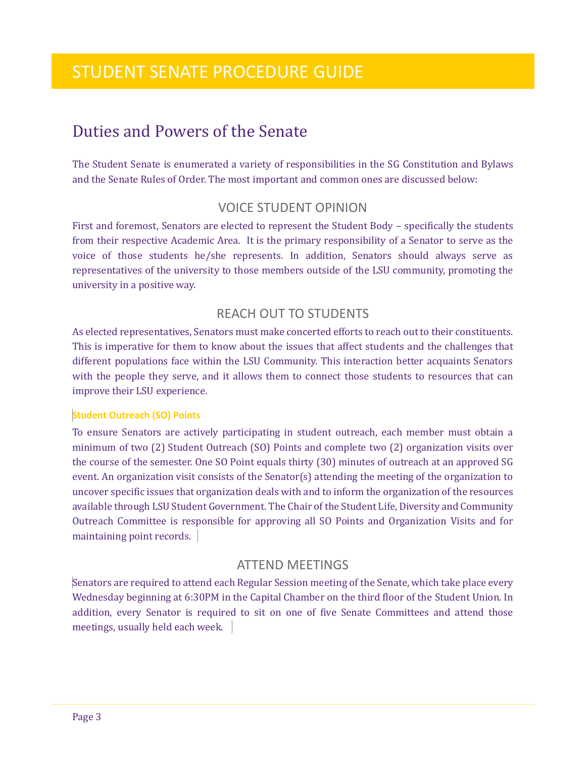# STUDENT SENATE PROCEDURE GUIDE

## Duties and Powers of the Senate

The Student Senate is enumerated a variety of responsibilities in the SG Constitution and Bylaws and the Senate Rules of Order. The most important and common ones are discussed below:

### VOICE STUDENT OPINION

First and foremost, Senators are elected to represent the Student Body – specifically the students from their respective Academic Area. It is the primary responsibility of a Senator to serve as the voice of those students he/she represents. In addition, Senators should always serve as representatives of the university to those members outside of the LSU community, promoting the university in a positive way.

### REACH OUT TO STUDENTS

As elected representatives, Senators must make concerted efforts to reach out to their constituents. This is imperative for them to know about the issues that affect students and the challenges that different populations face within the LSU Community. This interaction better acquaints Senators with the people they serve, and it allows them to connect those students to resources that can improve their LSU experience.

#### Student Outreach (SO) Points

To ensure Senators are actively participating in student outreach, each member must obtain a minimum of two (2) Student Outreach (SO) Points and complete two (2) organization visits over the course of the semester. One SO Point equals thirty (30) minutes of outreach at an approved SG event. An organization visit consists of the Senator(s) attending the meeting of the organization to uncover specific issues that organization deals with and to inform the organization of the resources available through LSU Student Government. The Chair of the Student Life, Diversity and Community Outreach Committee is responsible for approving all SO Points and Organization Visits and for maintaining point records.

### ATTEND MEETINGS

Senators are required to attend each Regular Session meeting of the Senate, which take place every Wednesday beginning at 6:30PM in the Capital Chamber on the third floor of the Student Union. In addition, every Senator is required to sit on one of five Senate Committees and attend those meetings, usually held each week.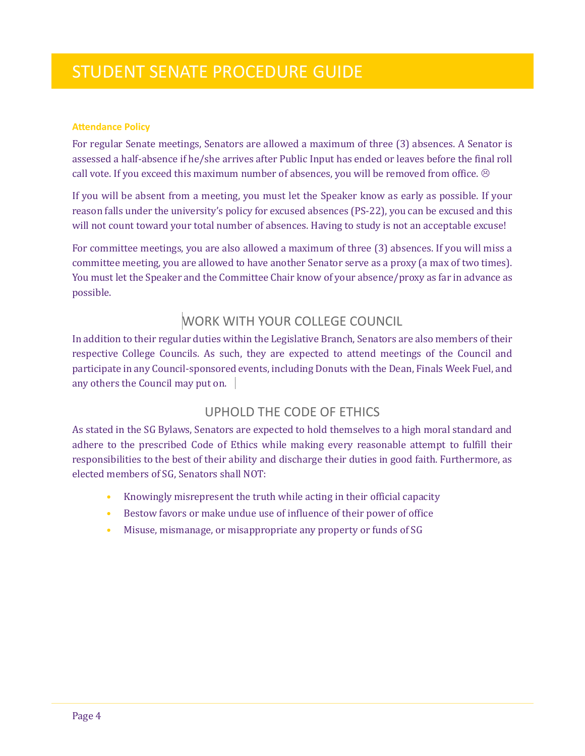# STUDENT SENATE PROCEDURE GUIDE

### Attendance Policy

For regular Senate meetings, Senators are allowed a maximum of three (3) absences. A Senator is assessed a half-absence if he/she arrives after Public Input has ended or leaves before the final roll call vote. If you exceed this maximum number of absences, you will be removed from office. ☹

If you will be absent from a meeting, you must let the Speaker know as early as possible. If your reason falls under the university's policy for excused absences (PS-22), you can be excused and this will not count toward your total number of absences. Having to study is not an acceptable excuse!

For committee meetings, you are also allowed a maximum of three (3) absences. If you will miss a committee meeting, you are allowed to have another Senator serve as a proxy (a max of two times). You must let the Speaker and the Committee Chair know of your absence/proxy as far in advance as possible.

## WORK WITH YOUR COLLEGE COUNCIL

In addition to their regular duties within the Legislative Branch, Senators are also members of their respective College Councils. As such, they are expected to attend meetings of the Council and participate in any Council-sponsored events, including Donuts with the Dean, Finals Week Fuel, and any others the Council may put on.

## UPHOLD THE CODE OF ETHICS

As stated in the SG Bylaws, Senators are expected to hold themselves to a high moral standard and adhere to the prescribed Code of Ethics while making every reasonable attempt to fulfill their responsibilities to the best of their ability and discharge their duties in good faith. Furthermore, as elected members of SG, Senators shall NOT:

- Knowingly misrepresent the truth while acting in their official capacity
- Bestow favors or make undue use of influence of their power of office
- Misuse, mismanage, or misappropriate any property or funds of SG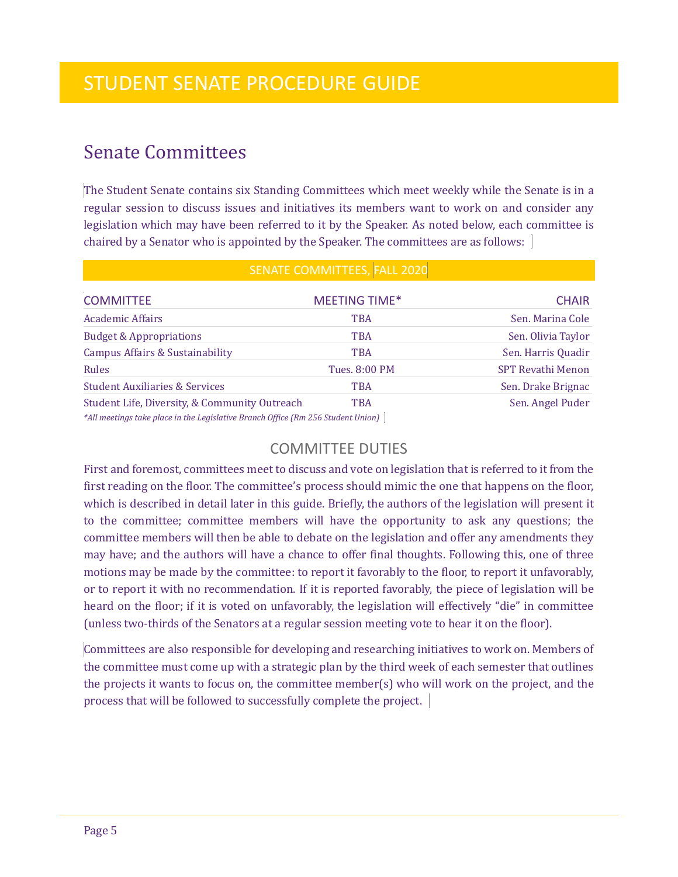# STUDENT SENATE PROCEDURE GUIDE

## Senate Committees

The Student Senate contains six Standing Committees which meet weekly while the Senate is in a regular session to discuss issues and initiatives its members want to work on and consider any legislation which may have been referred to it by the Speaker. As noted below, each committee is chaired by a Senator who is appointed by the Speaker. The committees are as follows:

**SENATE COMMITTEES, FALL 2020**

| COMMITTEE | MEETING TIME* | CHAIR |
|---|---|---|
| Academic Affairs | TBA | Sen. Marina Cole |
| Budget & Appropriations | TBA | Sen. Olivia Taylor |
| Campus Affairs & Sustainability | TBA | Sen. Harris Quadir |
| Rules | Tues. 8:00 PM | SPT Revathi Menon |
| Student Auxiliaries & Services | TBA | Sen. Drake Brignac |
| Student Life, Diversity, & Community Outreach | TBA | Sen. Angel Puder |

*\*All meetings take place in the Legislative Branch Office (Rm 256 Student Union)*

### COMMITTEE DUTIES

First and foremost, committees meet to discuss and vote on legislation that is referred to it from the first reading on the floor. The committee's process should mimic the one that happens on the floor, which is described in detail later in this guide. Briefly, the authors of the legislation will present it to the committee; committee members will have the opportunity to ask any questions; the committee members will then be able to debate on the legislation and offer any amendments they may have; and the authors will have a chance to offer final thoughts. Following this, one of three motions may be made by the committee: to report it favorably to the floor, to report it unfavorably, or to report it with no recommendation. If it is reported favorably, the piece of legislation will be heard on the floor; if it is voted on unfavorably, the legislation will effectively "die" in committee (unless two-thirds of the Senators at a regular session meeting vote to hear it on the floor).

Committees are also responsible for developing and researching initiatives to work on. Members of the committee must come up with a strategic plan by the third week of each semester that outlines the projects it wants to focus on, the committee member(s) who will work on the project, and the process that will be followed to successfully complete the project.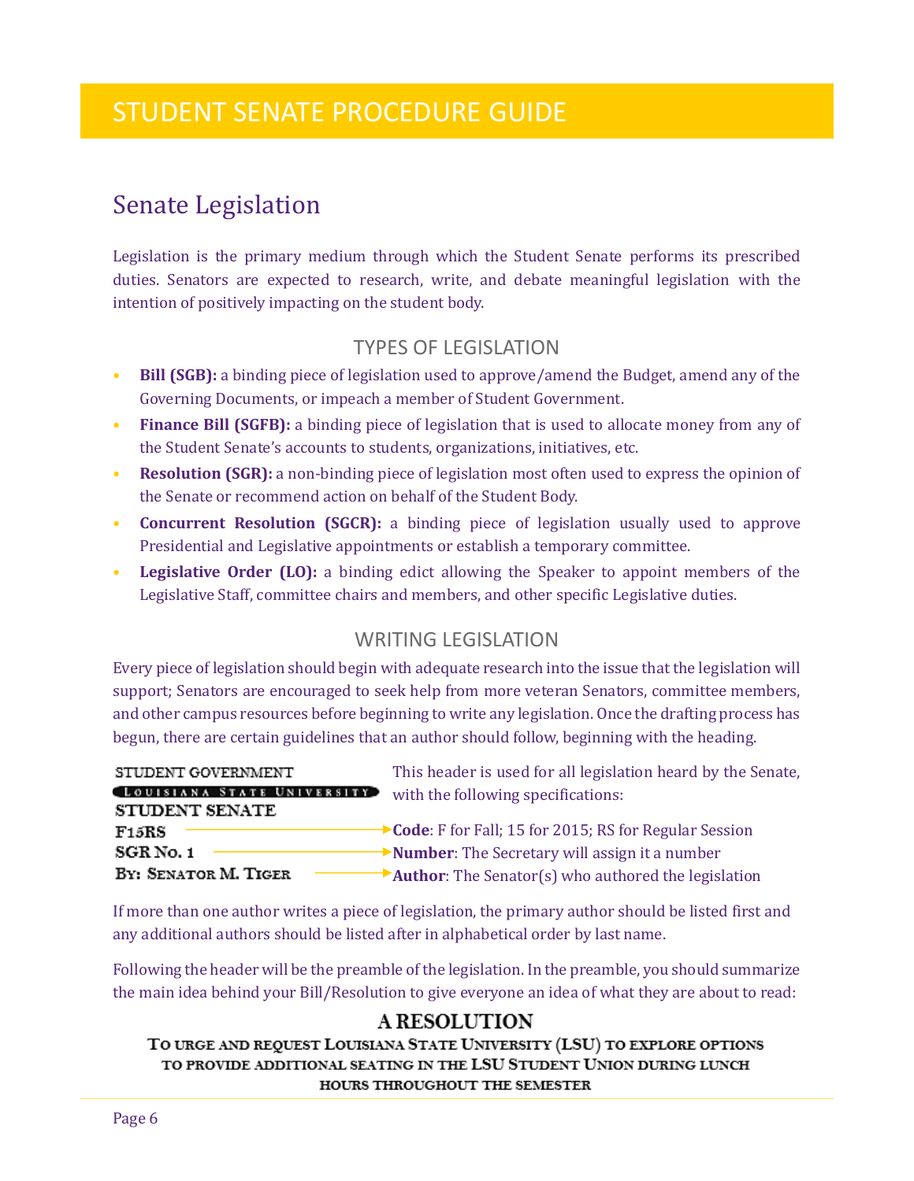# STUDENT SENATE PROCEDURE GUIDE

## Senate Legislation

Legislation is the primary medium through which the Student Senate performs its prescribed duties. Senators are expected to research, write, and debate meaningful legislation with the intention of positively impacting on the student body.

### TYPES OF LEGISLATION

- **Bill (SGB):** a binding piece of legislation used to approve/amend the Budget, amend any of the Governing Documents, or impeach a member of Student Government.
- **Finance Bill (SGFB):** a binding piece of legislation that is used to allocate money from any of the Student Senate's accounts to students, organizations, initiatives, etc.
- **Resolution (SGR):** a non-binding piece of legislation most often used to express the opinion of the Senate or recommend action on behalf of the Student Body.
- **Concurrent Resolution (SGCR):** a binding piece of legislation usually used to approve Presidential and Legislative appointments or establish a temporary committee.
- **Legislative Order (LO):** a binding edict allowing the Speaker to appoint members of the Legislative Staff, committee chairs and members, and other specific Legislative duties.

### WRITING LEGISLATION

Every piece of legislation should begin with adequate research into the issue that the legislation will support; Senators are encouraged to seek help from more veteran Senators, committee members, and other campus resources before beginning to write any legislation. Once the drafting process has begun, there are certain guidelines that an author should follow, beginning with the heading.

STUDENT GOVERNMENT
LOUISIANA STATE UNIVERSITY
STUDENT SENATE
F15RS
SGR No. 1
BY: SENATOR M. TIGER

This header is used for all legislation heard by the Senate, with the following specifications:

- **Code**: F for Fall; 15 for 2015; RS for Regular Session
- **Number**: The Secretary will assign it a number
- **Author**: The Senator(s) who authored the legislation

If more than one author writes a piece of legislation, the primary author should be listed first and any additional authors should be listed after in alphabetical order by last name.

Following the header will be the preamble of the legislation. In the preamble, you should summarize the main idea behind your Bill/Resolution to give everyone an idea of what they are about to read:

**A RESOLUTION**

TO URGE AND REQUEST LOUISIANA STATE UNIVERSITY (LSU) TO EXPLORE OPTIONS TO PROVIDE ADDITIONAL SEATING IN THE LSU STUDENT UNION DURING LUNCH HOURS THROUGHOUT THE SEMESTER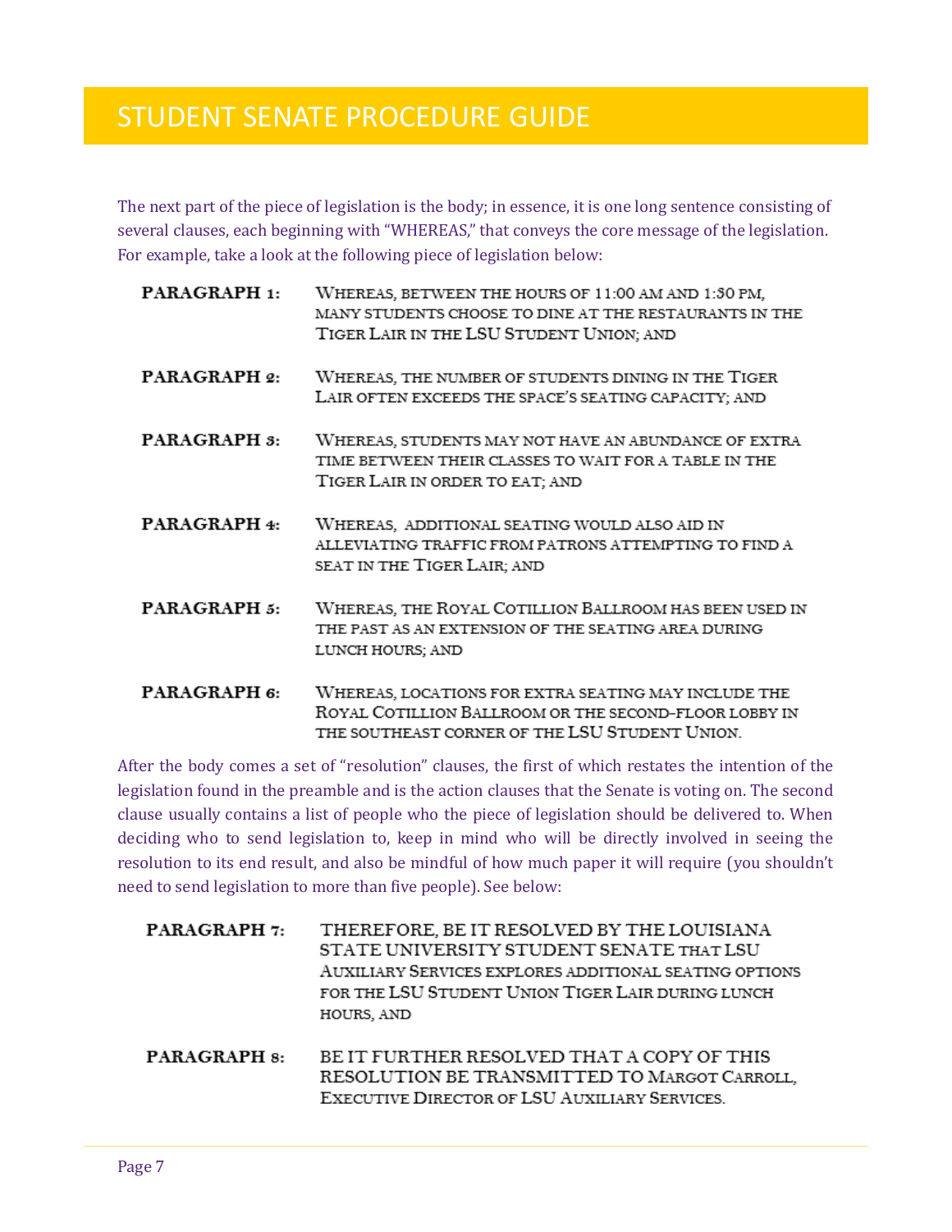# STUDENT SENATE PROCEDURE GUIDE

The next part of the piece of legislation is the body; in essence, it is one long sentence consisting of several clauses, each beginning with "WHEREAS," that conveys the core message of the legislation. For example, take a look at the following piece of legislation below:

| | |
|---|---|
| **PARAGRAPH 1:** | WHEREAS, BETWEEN THE HOURS OF 11:00 AM AND 1:30 PM, MANY STUDENTS CHOOSE TO DINE AT THE RESTAURANTS IN THE TIGER LAIR IN THE LSU STUDENT UNION; AND |
| **PARAGRAPH 2:** | WHEREAS, THE NUMBER OF STUDENTS DINING IN THE TIGER LAIR OFTEN EXCEEDS THE SPACE'S SEATING CAPACITY; AND |
| **PARAGRAPH 3:** | WHEREAS, STUDENTS MAY NOT HAVE AN ABUNDANCE OF EXTRA TIME BETWEEN THEIR CLASSES TO WAIT FOR A TABLE IN THE TIGER LAIR IN ORDER TO EAT; AND |
| **PARAGRAPH 4:** | WHEREAS, ADDITIONAL SEATING WOULD ALSO AID IN ALLEVIATING TRAFFIC FROM PATRONS ATTEMPTING TO FIND A SEAT IN THE TIGER LAIR; AND |
| **PARAGRAPH 5:** | WHEREAS, THE ROYAL COTILLION BALLROOM HAS BEEN USED IN THE PAST AS AN EXTENSION OF THE SEATING AREA DURING LUNCH HOURS; AND |
| **PARAGRAPH 6:** | WHEREAS, LOCATIONS FOR EXTRA SEATING MAY INCLUDE THE ROYAL COTILLION BALLROOM OR THE SECOND-FLOOR LOBBY IN THE SOUTHEAST CORNER OF THE LSU STUDENT UNION. |

After the body comes a set of "resolution" clauses, the first of which restates the intention of the legislation found in the preamble and is the action clauses that the Senate is voting on. The second clause usually contains a list of people who the piece of legislation should be delivered to. When deciding who to send legislation to, keep in mind who will be directly involved in seeing the resolution to its end result, and also be mindful of how much paper it will require (you shouldn't need to send legislation to more than five people). See below:

| | |
|---|---|
| **PARAGRAPH 7:** | THEREFORE, BE IT RESOLVED BY THE LOUISIANA STATE UNIVERSITY STUDENT SENATE THAT LSU AUXILIARY SERVICES EXPLORES ADDITIONAL SEATING OPTIONS FOR THE LSU STUDENT UNION TIGER LAIR DURING LUNCH HOURS, AND |
| **PARAGRAPH 8:** | BE IT FURTHER RESOLVED THAT A COPY OF THIS RESOLUTION BE TRANSMITTED TO MARGOT CARROLL, EXECUTIVE DIRECTOR OF LSU AUXILIARY SERVICES. |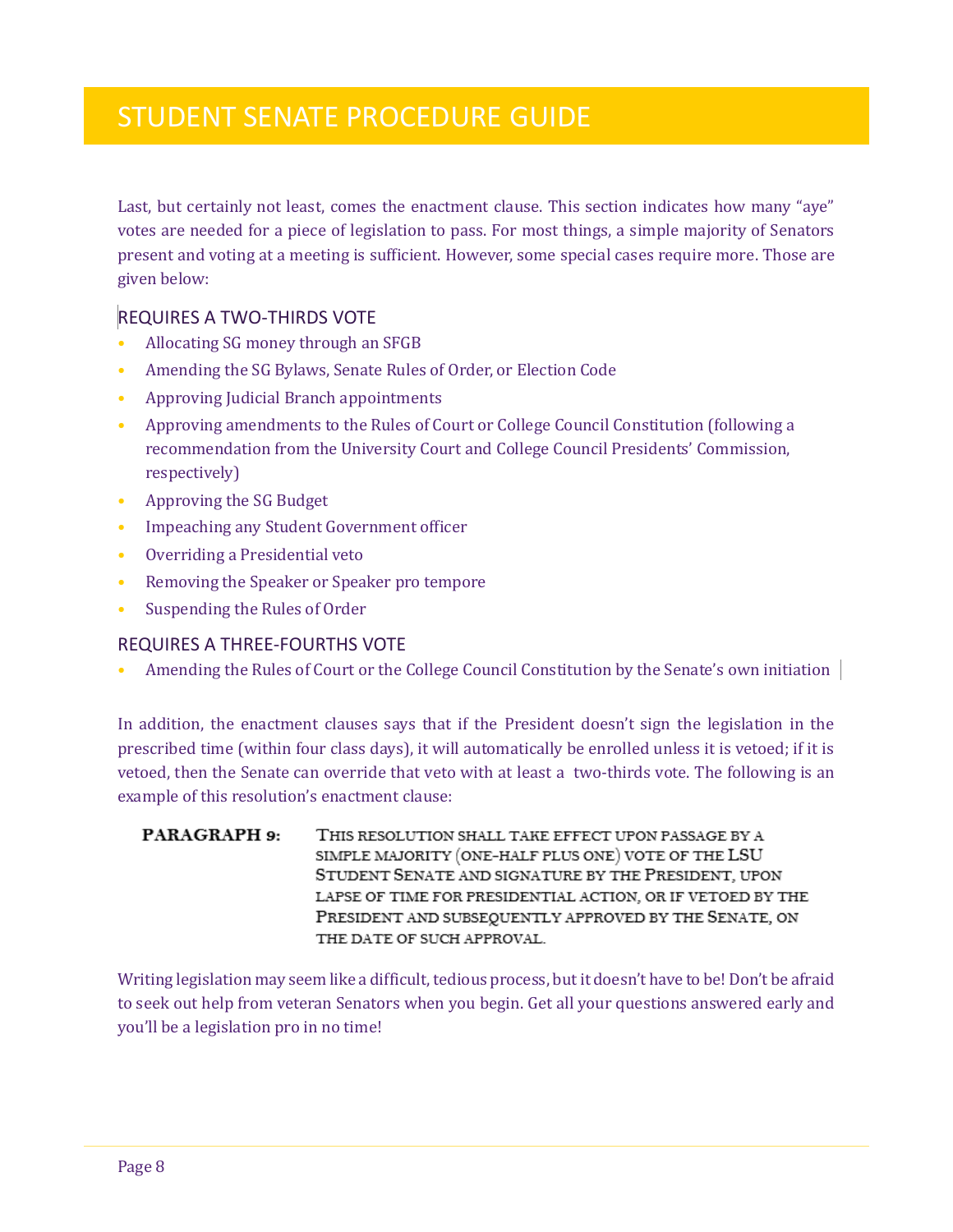# STUDENT SENATE PROCEDURE GUIDE

Last, but certainly not least, comes the enactment clause. This section indicates how many "aye" votes are needed for a piece of legislation to pass. For most things, a simple majority of Senators present and voting at a meeting is sufficient. However, some special cases require more. Those are given below:

## REQUIRES A TWO-THIRDS VOTE

- Allocating SG money through an SFGB
- Amending the SG Bylaws, Senate Rules of Order, or Election Code
- Approving Judicial Branch appointments
- Approving amendments to the Rules of Court or College Council Constitution (following a recommendation from the University Court and College Council Presidents' Commission, respectively)
- Approving the SG Budget
- Impeaching any Student Government officer
- Overriding a Presidential veto
- Removing the Speaker or Speaker pro tempore
- Suspending the Rules of Order

## REQUIRES A THREE-FOURTHS VOTE

- Amending the Rules of Court or the College Council Constitution by the Senate's own initiation

In addition, the enactment clauses says that if the President doesn't sign the legislation in the prescribed time (within four class days), it will automatically be enrolled unless it is vetoed; if it is vetoed, then the Senate can override that veto with at least a two-thirds vote. The following is an example of this resolution's enactment clause:

**PARAGRAPH 9:** THIS RESOLUTION SHALL TAKE EFFECT UPON PASSAGE BY A SIMPLE MAJORITY (ONE-HALF PLUS ONE) VOTE OF THE LSU STUDENT SENATE AND SIGNATURE BY THE PRESIDENT, UPON LAPSE OF TIME FOR PRESIDENTIAL ACTION, OR IF VETOED BY THE PRESIDENT AND SUBSEQUENTLY APPROVED BY THE SENATE, ON THE DATE OF SUCH APPROVAL.

Writing legislation may seem like a difficult, tedious process, but it doesn't have to be! Don't be afraid to seek out help from veteran Senators when you begin. Get all your questions answered early and you'll be a legislation pro in no time!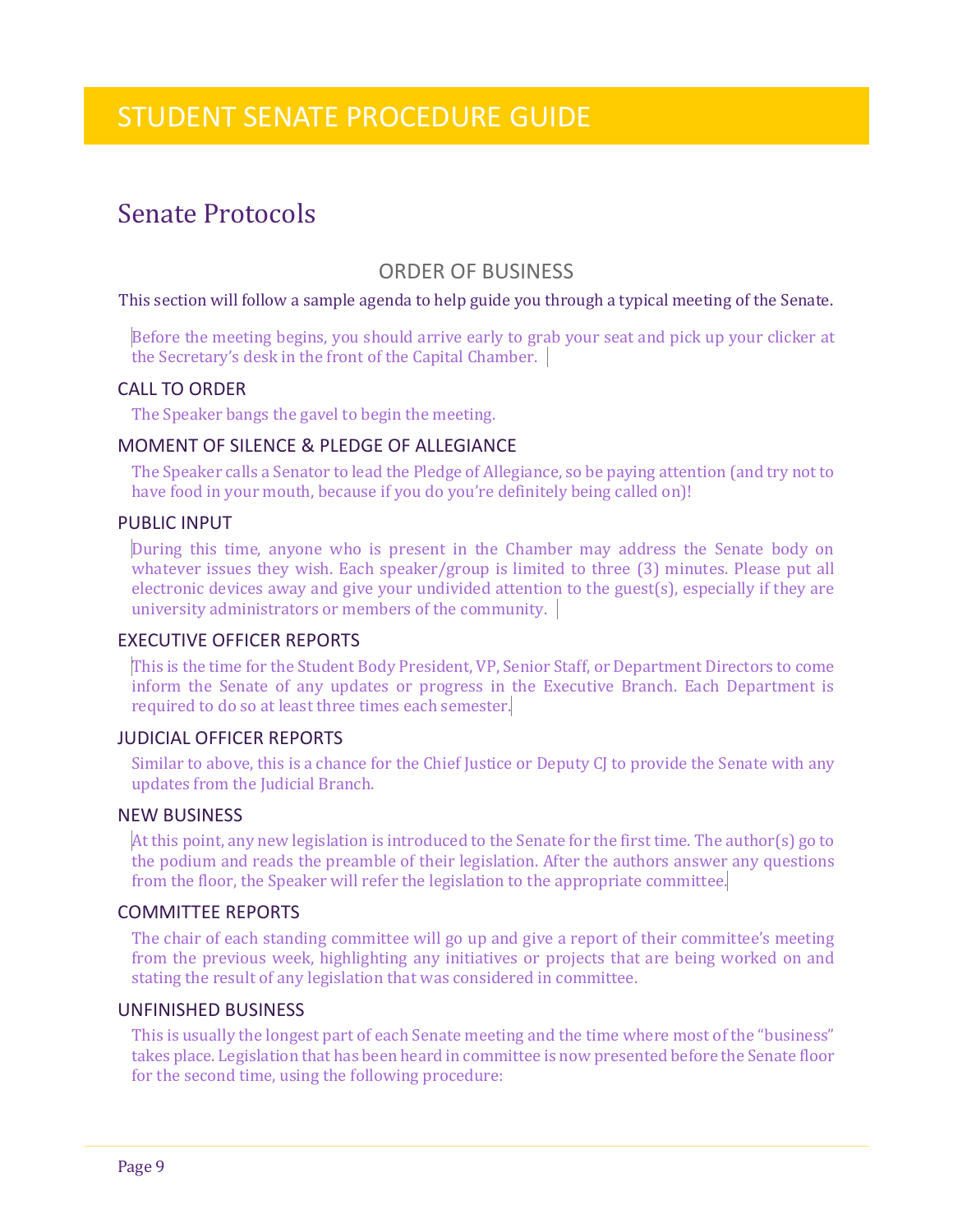# STUDENT SENATE PROCEDURE GUIDE

## Senate Protocols

### ORDER OF BUSINESS

This section will follow a sample agenda to help guide you through a typical meeting of the Senate.

Before the meeting begins, you should arrive early to grab your seat and pick up your clicker at the Secretary's desk in the front of the Capital Chamber.

#### CALL TO ORDER

The Speaker bangs the gavel to begin the meeting.

#### MOMENT OF SILENCE & PLEDGE OF ALLEGIANCE

The Speaker calls a Senator to lead the Pledge of Allegiance, so be paying attention (and try not to have food in your mouth, because if you do you're definitely being called on)!

#### PUBLIC INPUT

During this time, anyone who is present in the Chamber may address the Senate body on whatever issues they wish. Each speaker/group is limited to three (3) minutes. Please put all electronic devices away and give your undivided attention to the guest(s), especially if they are university administrators or members of the community.

#### EXECUTIVE OFFICER REPORTS

This is the time for the Student Body President, VP, Senior Staff, or Department Directors to come inform the Senate of any updates or progress in the Executive Branch. Each Department is required to do so at least three times each semester.

#### JUDICIAL OFFICER REPORTS

Similar to above, this is a chance for the Chief Justice or Deputy CJ to provide the Senate with any updates from the Judicial Branch.

#### NEW BUSINESS

At this point, any new legislation is introduced to the Senate for the first time. The author(s) go to the podium and reads the preamble of their legislation. After the authors answer any questions from the floor, the Speaker will refer the legislation to the appropriate committee.

#### COMMITTEE REPORTS

The chair of each standing committee will go up and give a report of their committee's meeting from the previous week, highlighting any initiatives or projects that are being worked on and stating the result of any legislation that was considered in committee.

#### UNFINISHED BUSINESS

This is usually the longest part of each Senate meeting and the time where most of the "business" takes place. Legislation that has been heard in committee is now presented before the Senate floor for the second time, using the following procedure: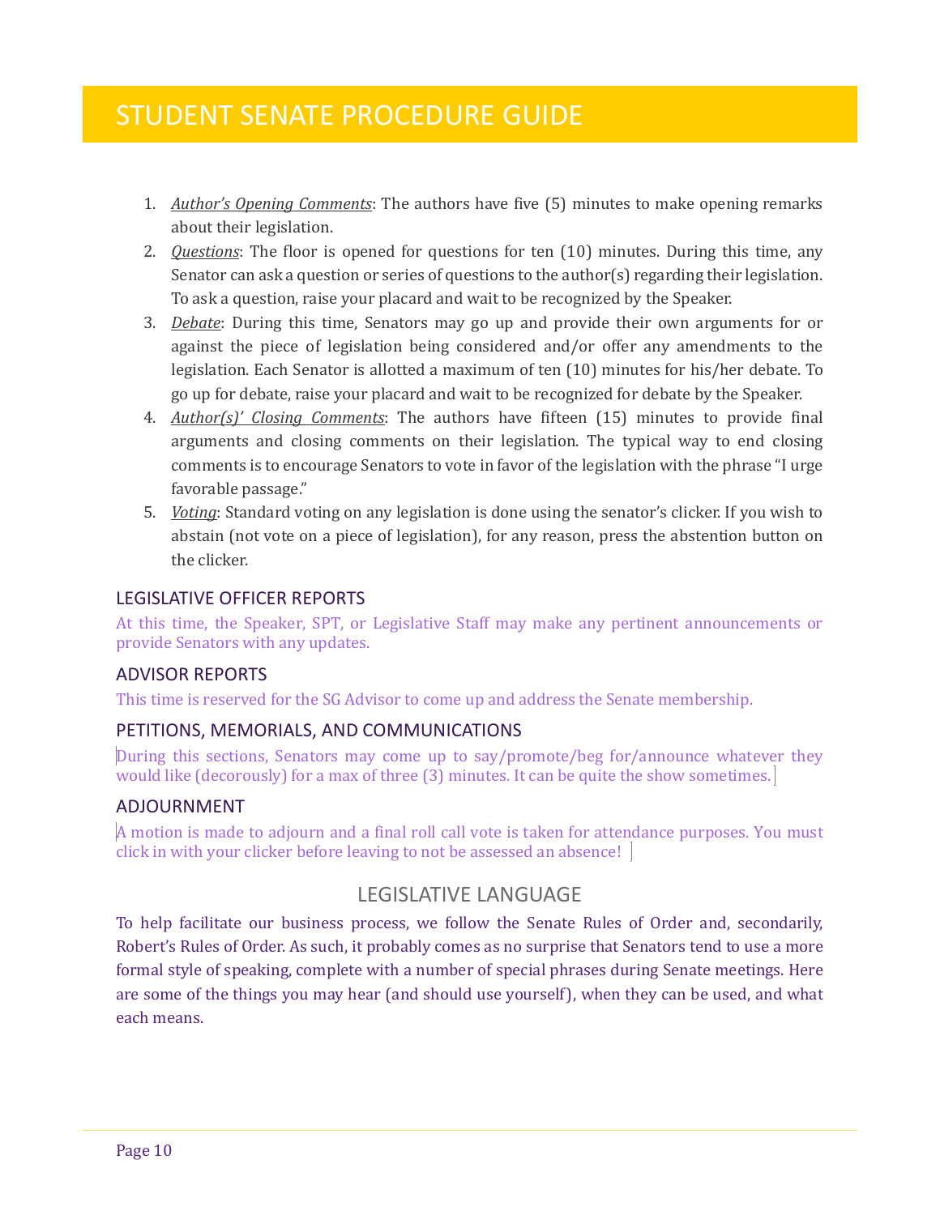1. *Author's Opening Comments*: The authors have five (5) minutes to make opening remarks about their legislation.
2. *Questions*: The floor is opened for questions for ten (10) minutes. During this time, any Senator can ask a question or series of questions to the author(s) regarding their legislation. To ask a question, raise your placard and wait to be recognized by the Speaker.
3. *Debate*: During this time, Senators may go up and provide their own arguments for or against the piece of legislation being considered and/or offer any amendments to the legislation. Each Senator is allotted a maximum of ten (10) minutes for his/her debate. To go up for debate, raise your placard and wait to be recognized for debate by the Speaker.
4. *Author(s)' Closing Comments*: The authors have fifteen (15) minutes to provide final arguments and closing comments on their legislation. The typical way to end closing comments is to encourage Senators to vote in favor of the legislation with the phrase "I urge favorable passage."
5. *Voting*: Standard voting on any legislation is done using the senator's clicker. If you wish to abstain (not vote on a piece of legislation), for any reason, press the abstention button on the clicker.

### LEGISLATIVE OFFICER REPORTS

At this time, the Speaker, SPT, or Legislative Staff may make any pertinent announcements or provide Senators with any updates.

### ADVISOR REPORTS

This time is reserved for the SG Advisor to come up and address the Senate membership.

### PETITIONS, MEMORIALS, AND COMMUNICATIONS

During this sections, Senators may come up to say/promote/beg for/announce whatever they would like (decorously) for a max of three (3) minutes. It can be quite the show sometimes.

### ADJOURNMENT

A motion is made to adjourn and a final roll call vote is taken for attendance purposes. You must click in with your clicker before leaving to not be assessed an absence!

## LEGISLATIVE LANGUAGE

To help facilitate our business process, we follow the Senate Rules of Order and, secondarily, Robert's Rules of Order. As such, it probably comes as no surprise that Senators tend to use a more formal style of speaking, complete with a number of special phrases during Senate meetings. Here are some of the things you may hear (and should use yourself), when they can be used, and what each means.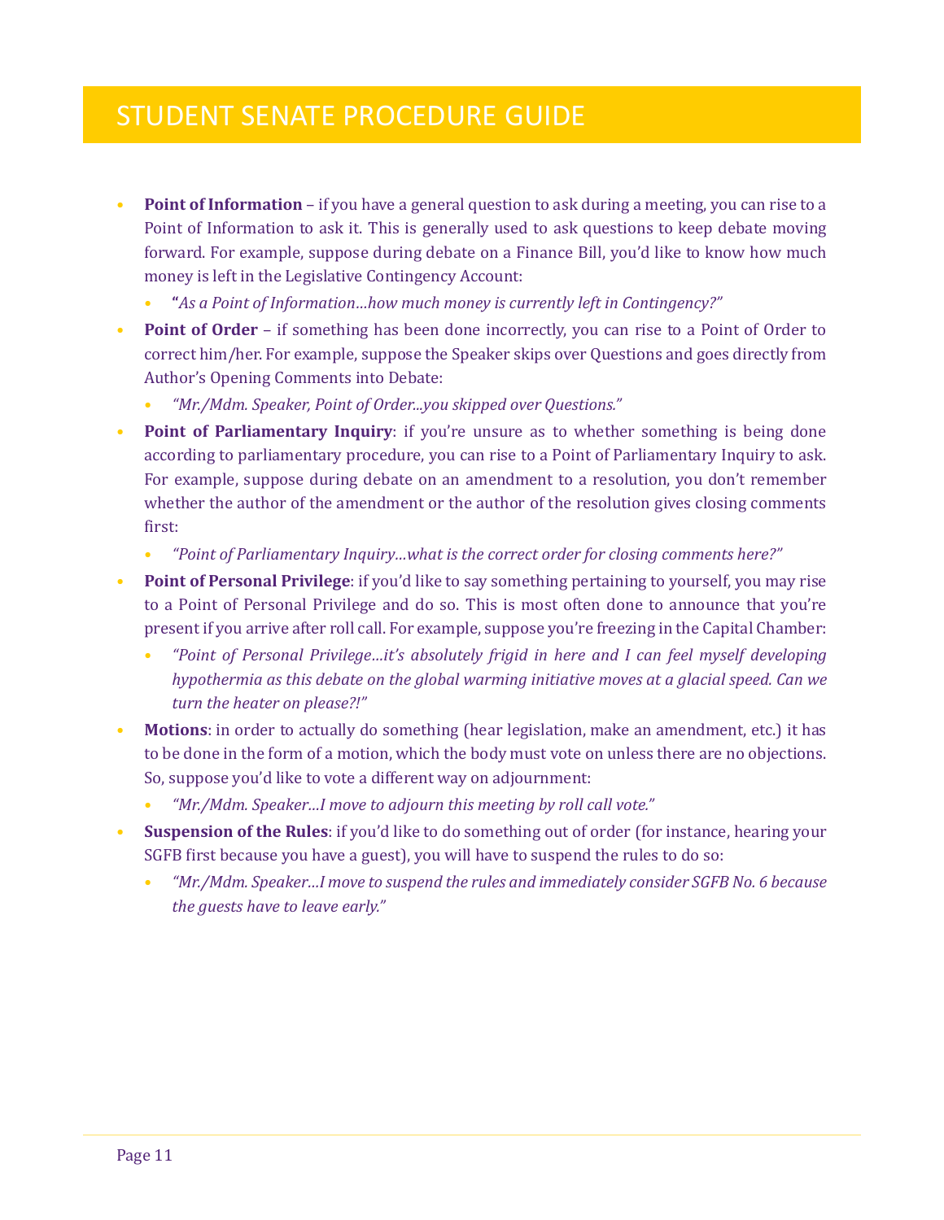# STUDENT SENATE PROCEDURE GUIDE

- **Point of Information** – if you have a general question to ask during a meeting, you can rise to a Point of Information to ask it. This is generally used to ask questions to keep debate moving forward. For example, suppose during debate on a Finance Bill, you'd like to know how much money is left in the Legislative Contingency Account:
  - **"***As a Point of Information…how much money is currently left in Contingency?"*
- **Point of Order** – if something has been done incorrectly, you can rise to a Point of Order to correct him/her. For example, suppose the Speaker skips over Questions and goes directly from Author's Opening Comments into Debate:
  - *"Mr./Mdm. Speaker, Point of Order...you skipped over Questions."*
- **Point of Parliamentary Inquiry**: if you're unsure as to whether something is being done according to parliamentary procedure, you can rise to a Point of Parliamentary Inquiry to ask. For example, suppose during debate on an amendment to a resolution, you don't remember whether the author of the amendment or the author of the resolution gives closing comments first:
  - *"Point of Parliamentary Inquiry…what is the correct order for closing comments here?"*
- **Point of Personal Privilege**: if you'd like to say something pertaining to yourself, you may rise to a Point of Personal Privilege and do so. This is most often done to announce that you're present if you arrive after roll call. For example, suppose you're freezing in the Capital Chamber:
  - *"Point of Personal Privilege…it's absolutely frigid in here and I can feel myself developing hypothermia as this debate on the global warming initiative moves at a glacial speed. Can we turn the heater on please?!"*
- **Motions**: in order to actually do something (hear legislation, make an amendment, etc.) it has to be done in the form of a motion, which the body must vote on unless there are no objections. So, suppose you'd like to vote a different way on adjournment:
  - *"Mr./Mdm. Speaker…I move to adjourn this meeting by roll call vote."*
- **Suspension of the Rules**: if you'd like to do something out of order (for instance, hearing your SGFB first because you have a guest), you will have to suspend the rules to do so:
  - *"Mr./Mdm. Speaker…I move to suspend the rules and immediately consider SGFB No. 6 because the guests have to leave early."*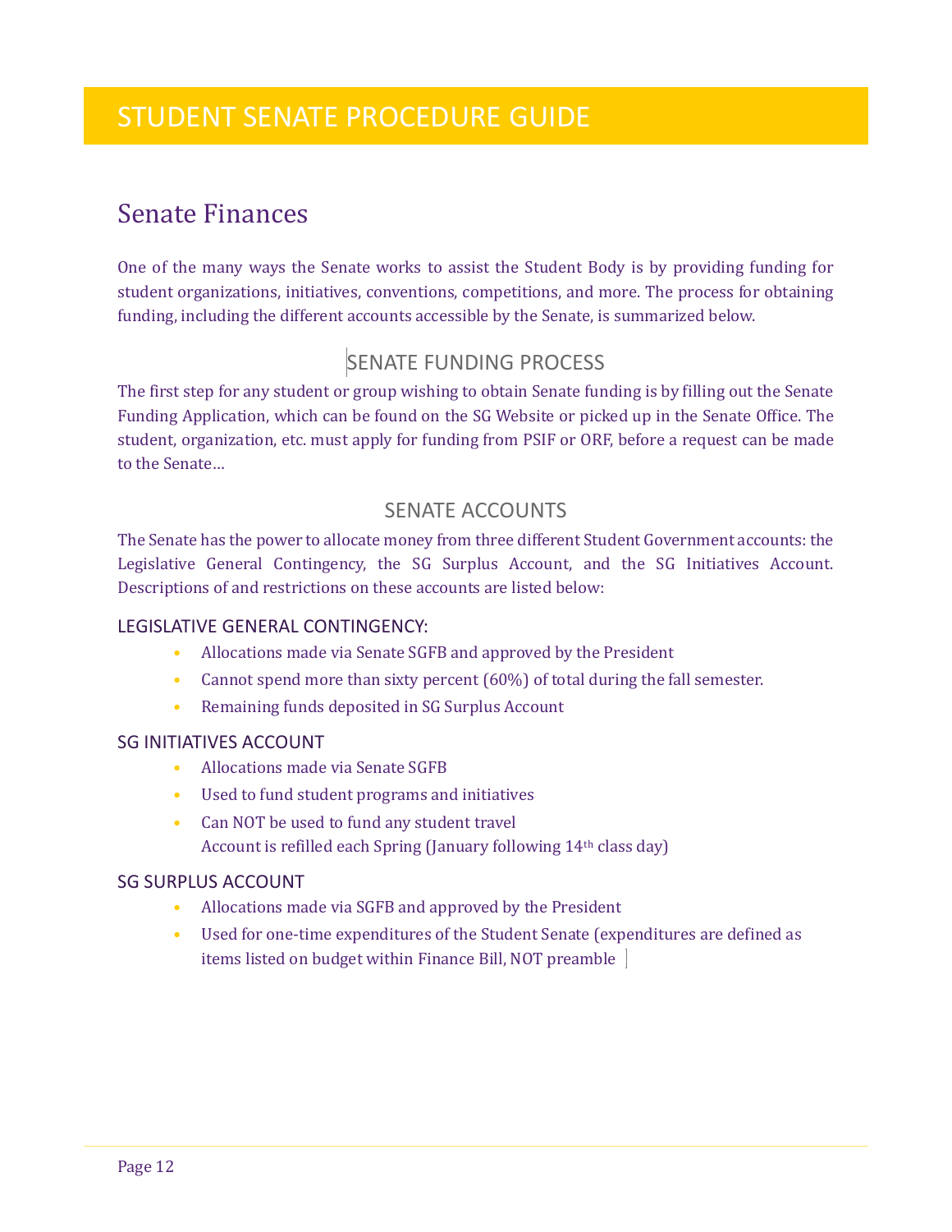# STUDENT SENATE PROCEDURE GUIDE

## Senate Finances

One of the many ways the Senate works to assist the Student Body is by providing funding for student organizations, initiatives, conventions, competitions, and more. The process for obtaining funding, including the different accounts accessible by the Senate, is summarized below.

### SENATE FUNDING PROCESS

The first step for any student or group wishing to obtain Senate funding is by filling out the Senate Funding Application, which can be found on the SG Website or picked up in the Senate Office. The student, organization, etc. must apply for funding from PSIF or ORF, before a request can be made to the Senate…

### SENATE ACCOUNTS

The Senate has the power to allocate money from three different Student Government accounts: the Legislative General Contingency, the SG Surplus Account, and the SG Initiatives Account. Descriptions of and restrictions on these accounts are listed below:

#### LEGISLATIVE GENERAL CONTINGENCY:

- Allocations made via Senate SGFB and approved by the President
- Cannot spend more than sixty percent (60%) of total during the fall semester.
- Remaining funds deposited in SG Surplus Account

#### SG INITIATIVES ACCOUNT

- Allocations made via Senate SGFB
- Used to fund student programs and initiatives
- Can NOT be used to fund any student travel
  Account is refilled each Spring (January following 14th class day)

#### SG SURPLUS ACCOUNT

- Allocations made via SGFB and approved by the President
- Used for one-time expenditures of the Student Senate (expenditures are defined as items listed on budget within Finance Bill, NOT preamble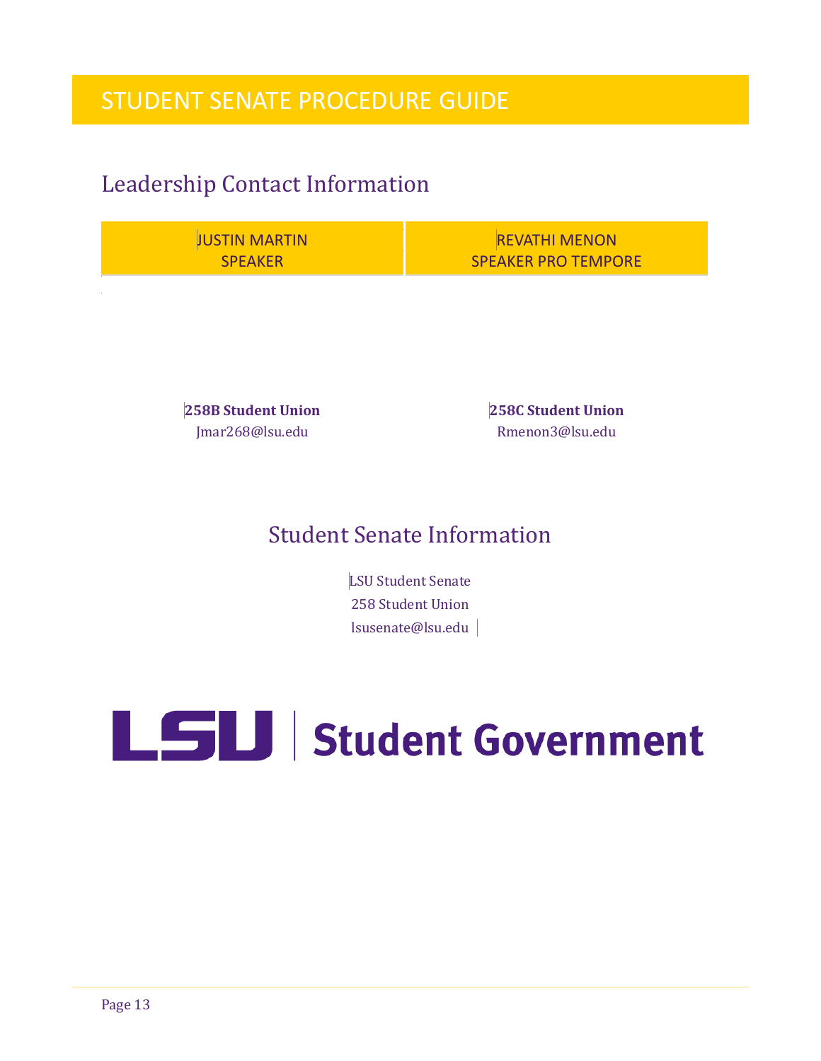# STUDENT SENATE PROCEDURE GUIDE

## Leadership Contact Information

| JUSTIN MARTIN<br>SPEAKER | REVATHI MENON<br>SPEAKER PRO TEMPORE |
|---|---|
| **258B Student Union**<br>Jmar268@lsu.edu | **258C Student Union**<br>Rmenon3@lsu.edu |

## Student Senate Information

LSU Student Senate
258 Student Union
lsusenate@lsu.edu

LSU | Student Government